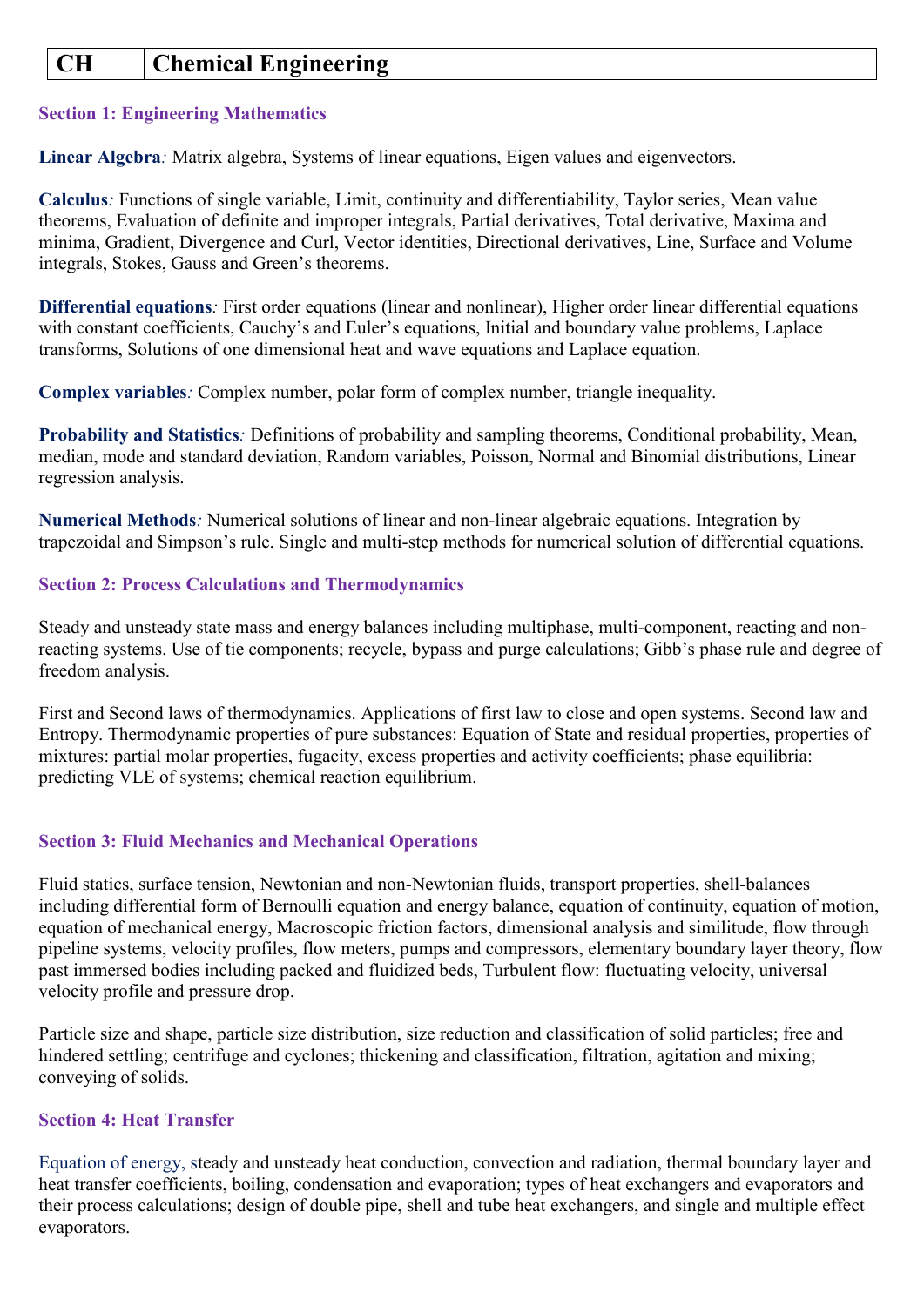| CH | Chemical Engineering |
| --- | --- |

### Section 1: Engineering Mathematics

**Linear Algebra***:* Matrix algebra, Systems of linear equations, Eigen values and eigenvectors.

**Calculus***:* Functions of single variable, Limit, continuity and differentiability, Taylor series, Mean value theorems, Evaluation of definite and improper integrals, Partial derivatives, Total derivative, Maxima and minima, Gradient, Divergence and Curl, Vector identities, Directional derivatives, Line, Surface and Volume integrals, Stokes, Gauss and Green's theorems.

**Differential equations***:* First order equations (linear and nonlinear), Higher order linear differential equations with constant coefficients, Cauchy's and Euler's equations, Initial and boundary value problems, Laplace transforms, Solutions of one dimensional heat and wave equations and Laplace equation.

**Complex variables***:* Complex number, polar form of complex number, triangle inequality.

**Probability and Statistics***:* Definitions of probability and sampling theorems, Conditional probability, Mean, median, mode and standard deviation, Random variables, Poisson, Normal and Binomial distributions, Linear regression analysis.

**Numerical Methods***:* Numerical solutions of linear and non-linear algebraic equations. Integration by trapezoidal and Simpson's rule. Single and multi-step methods for numerical solution of differential equations.

### Section 2: Process Calculations and Thermodynamics

Steady and unsteady state mass and energy balances including multiphase, multi-component, reacting and non-reacting systems. Use of tie components; recycle, bypass and purge calculations; Gibb's phase rule and degree of freedom analysis.

First and Second laws of thermodynamics. Applications of first law to close and open systems. Second law and Entropy. Thermodynamic properties of pure substances: Equation of State and residual properties, properties of mixtures: partial molar properties, fugacity, excess properties and activity coefficients; phase equilibria: predicting VLE of systems; chemical reaction equilibrium.

### Section 3: Fluid Mechanics and Mechanical Operations

Fluid statics, surface tension, Newtonian and non-Newtonian fluids, transport properties, shell-balances including differential form of Bernoulli equation and energy balance, equation of continuity, equation of motion, equation of mechanical energy, Macroscopic friction factors, dimensional analysis and similitude, flow through pipeline systems, velocity profiles, flow meters, pumps and compressors, elementary boundary layer theory, flow past immersed bodies including packed and fluidized beds, Turbulent flow: fluctuating velocity, universal velocity profile and pressure drop.

Particle size and shape, particle size distribution, size reduction and classification of solid particles; free and hindered settling; centrifuge and cyclones; thickening and classification, filtration, agitation and mixing; conveying of solids.

### Section 4: Heat Transfer

Equation of energy, steady and unsteady heat conduction, convection and radiation, thermal boundary layer and heat transfer coefficients, boiling, condensation and evaporation; types of heat exchangers and evaporators and their process calculations; design of double pipe, shell and tube heat exchangers, and single and multiple effect evaporators.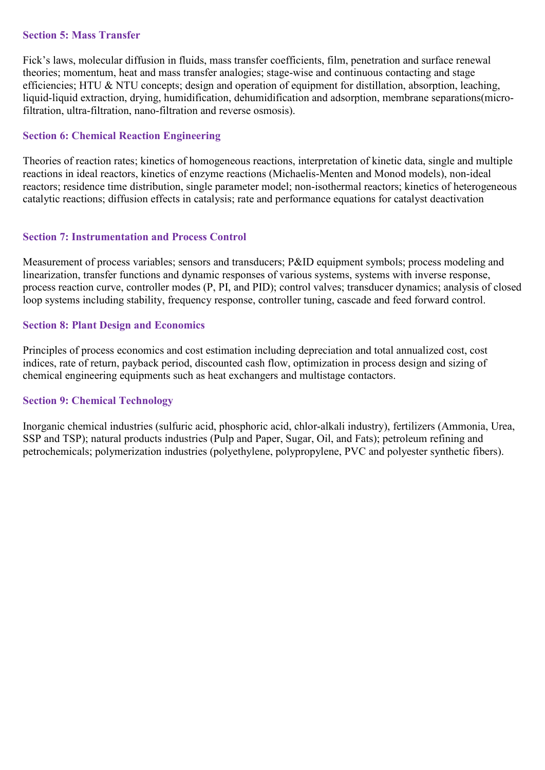### Section 5: Mass Transfer

Fick's laws, molecular diffusion in fluids, mass transfer coefficients, film, penetration and surface renewal theories; momentum, heat and mass transfer analogies; stage-wise and continuous contacting and stage efficiencies; HTU & NTU concepts; design and operation of equipment for distillation, absorption, leaching, liquid-liquid extraction, drying, humidification, dehumidification and adsorption, membrane separations(micro-filtration, ultra-filtration, nano-filtration and reverse osmosis).

### Section 6: Chemical Reaction Engineering

Theories of reaction rates; kinetics of homogeneous reactions, interpretation of kinetic data, single and multiple reactions in ideal reactors, kinetics of enzyme reactions (Michaelis-Menten and Monod models), non-ideal reactors; residence time distribution, single parameter model; non-isothermal reactors; kinetics of heterogeneous catalytic reactions; diffusion effects in catalysis; rate and performance equations for catalyst deactivation

### Section 7: Instrumentation and Process Control

Measurement of process variables; sensors and transducers; P&ID equipment symbols; process modeling and linearization, transfer functions and dynamic responses of various systems, systems with inverse response, process reaction curve, controller modes (P, PI, and PID); control valves; transducer dynamics; analysis of closed loop systems including stability, frequency response, controller tuning, cascade and feed forward control.

### Section 8: Plant Design and Economics

Principles of process economics and cost estimation including depreciation and total annualized cost, cost indices, rate of return, payback period, discounted cash flow, optimization in process design and sizing of chemical engineering equipments such as heat exchangers and multistage contactors.

### Section 9: Chemical Technology

Inorganic chemical industries (sulfuric acid, phosphoric acid, chlor-alkali industry), fertilizers (Ammonia, Urea, SSP and TSP); natural products industries (Pulp and Paper, Sugar, Oil, and Fats); petroleum refining and petrochemicals; polymerization industries (polyethylene, polypropylene, PVC and polyester synthetic fibers).